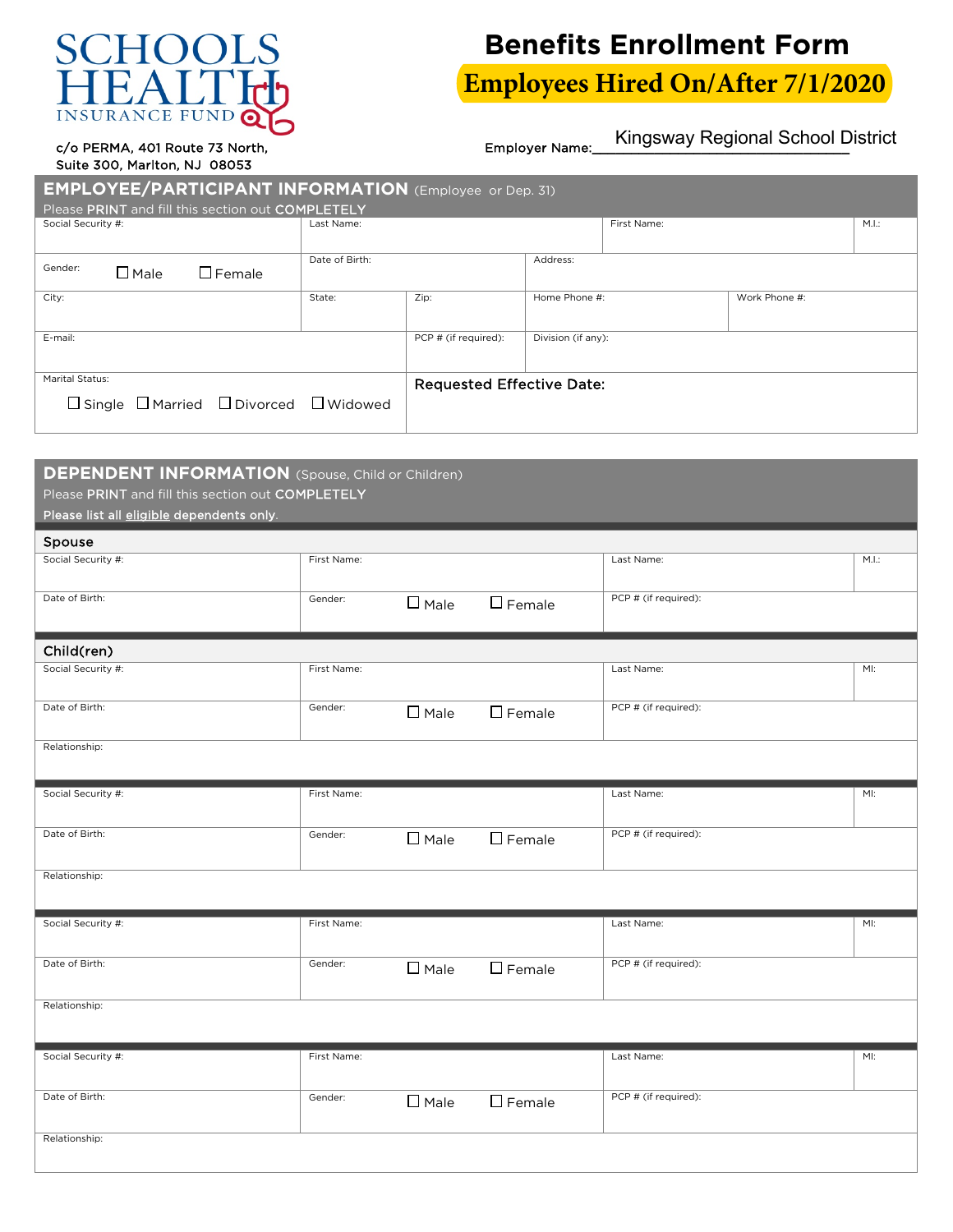SCHOOLS HEALTH INSURANCE FUND

c/o PERMA, 401 Route 73 North,
Suite 300, Marlton, NJ 08053

# Benefits Enrollment Form

## Employees Hired On/After 7/1/2020

Employer Name: Kingsway Regional School District

## EMPLOYEE/PARTICIPANT INFORMATION (Employee or Dep. 31)

Please PRINT and fill this section out COMPLETELY

| Social Security #: | Last Name: | | | First Name: | | M.I.: |
|---|---|---|---|---|---|---|
| Gender: ☐ Male ☐ Female | Date of Birth: | | Address: | | | |
| City: | State: | Zip: | Home Phone #: | | Work Phone #: | |
| E-mail: | | PCP # (if required): | Division (if any): | | | |
| Marital Status: ☐ Single ☐ Married ☐ Divorced ☐ Widowed | | **Requested Effective Date:** | | | | |

## DEPENDENT INFORMATION (Spouse, Child or Children)

Please PRINT and fill this section out COMPLETELY

Please list all eligible dependents only.

### Spouse

| Social Security #: | First Name: | Last Name: | M.I.: |
|---|---|---|---|
| Date of Birth: | Gender: ☐ Male ☐ Female | PCP # (if required): | |

### Child(ren)

| Social Security #: | First Name: | Last Name: | MI: |
|---|---|---|---|
| Date of Birth: | Gender: ☐ Male ☐ Female | PCP # (if required): | |
| Relationship: | | | |

| Social Security #: | First Name: | Last Name: | MI: |
|---|---|---|---|
| Date of Birth: | Gender: ☐ Male ☐ Female | PCP # (if required): | |
| Relationship: | | | |

| Social Security #: | First Name: | Last Name: | MI: |
|---|---|---|---|
| Date of Birth: | Gender: ☐ Male ☐ Female | PCP # (if required): | |
| Relationship: | | | |

| Social Security #: | First Name: | Last Name: | MI: |
|---|---|---|---|
| Date of Birth: | Gender: ☐ Male ☐ Female | PCP # (if required): | |
| Relationship: | | | |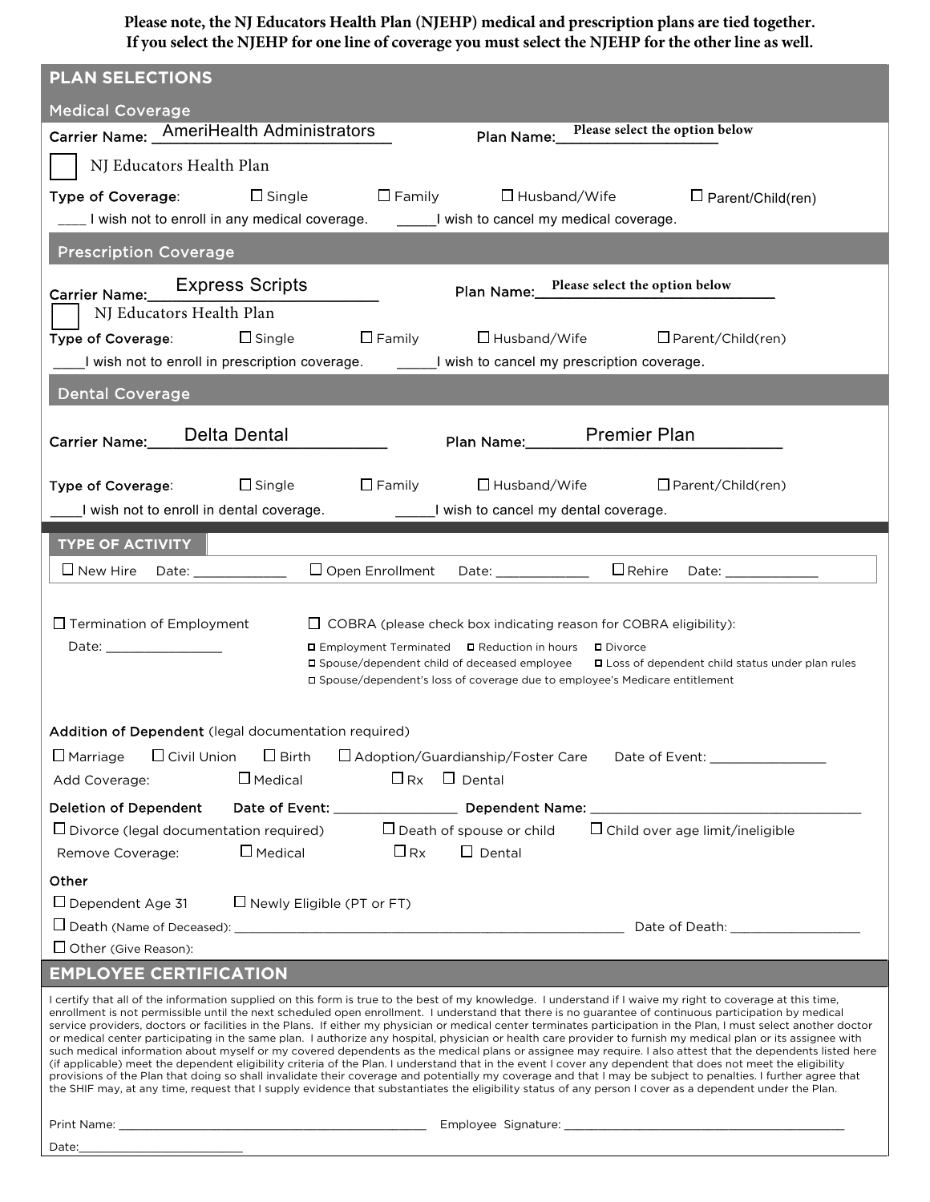**Please note, the NJ Educators Health Plan (NJEHP) medical and prescription plans are tied together. If you select the NJEHP for one line of coverage you must select the NJEHP for the other line as well.**

## PLAN SELECTIONS

### Medical Coverage

Carrier Name: AmeriHealth Administrators Plan Name: **Please select the option below**

☐ NJ Educators Health Plan

Type of Coverage: ☐ Single ☐ Family ☐ Husband/Wife ☐ Parent/Child(ren)

____ I wish not to enroll in any medical coverage. _____I wish to cancel my medical coverage.

### Prescription Coverage

Carrier Name: Express Scripts Plan Name: **Please select the option below**

☐ NJ Educators Health Plan

Type of Coverage: ☐ Single ☐ Family ☐ Husband/Wife ☐ Parent/Child(ren)

____I wish not to enroll in prescription coverage. _____I wish to cancel my prescription coverage.

### Dental Coverage

Carrier Name: Delta Dental Plan Name: Premier Plan

Type of Coverage: ☐ Single ☐ Family ☐ Husband/Wife ☐ Parent/Child(ren)

____I wish not to enroll in dental coverage. _____I wish to cancel my dental coverage.

## TYPE OF ACTIVITY

☐ New Hire Date: ____________ ☐ Open Enrollment Date: ____________ ☐ Rehire Date: ____________

☐ Termination of Employment

Date: _______________

☐ COBRA (please check box indicating reason for COBRA eligibility):

- ☐ Employment Terminated
- ☐ Reduction in hours
- ☐ Divorce
- ☐ Spouse/dependent child of deceased employee
- ☐ Loss of dependent child status under plan rules
- ☐ Spouse/dependent's loss of coverage due to employee's Medicare entitlement

**Addition of Dependent** (legal documentation required)

☐ Marriage ☐ Civil Union ☐ Birth ☐ Adoption/Guardianship/Foster Care Date of Event: _______________

Add Coverage: ☐ Medical ☐ Rx ☐ Dental

**Deletion of Dependent** Date of Event: _______________ Dependent Name: ___________________________________

☐ Divorce (legal documentation required) ☐ Death of spouse or child ☐ Child over age limit/ineligible

Remove Coverage: ☐ Medical ☐ Rx ☐ Dental

**Other**

☐ Dependent Age 31 ☐ Newly Eligible (PT or FT)

☐ Death (Name of Deceased): ___________________________________________________ Date of Death: _________________

☐ Other (Give Reason):

## EMPLOYEE CERTIFICATION

I certify that all of the information supplied on this form is true to the best of my knowledge. I understand if I waive my right to coverage at this time, enrollment is not permissible until the next scheduled open enrollment. I understand that there is no guarantee of continuous participation by medical service providers, doctors or facilities in the Plans. If either my physician or medical center terminates participation in the Plan, I must select another doctor or medical center participating in the same plan. I authorize any hospital, physician or health care provider to furnish my medical plan or its assignee with such medical information about myself or my covered dependents as the medical plans or assignee may require. I also attest that the dependents listed here (if applicable) meet the dependent eligibility criteria of the Plan. I understand that in the event I cover any dependent that does not meet the eligibility provisions of the Plan that doing so shall invalidate their coverage and potentially my coverage and that I may be subject to penalties. I further agree that the SHIF may, at any time, request that I supply evidence that substantiates the eligibility status of any person I cover as a dependent under the Plan.

Print Name: _____________________________________________ Employee Signature: ___________________________________________

Date:________________________